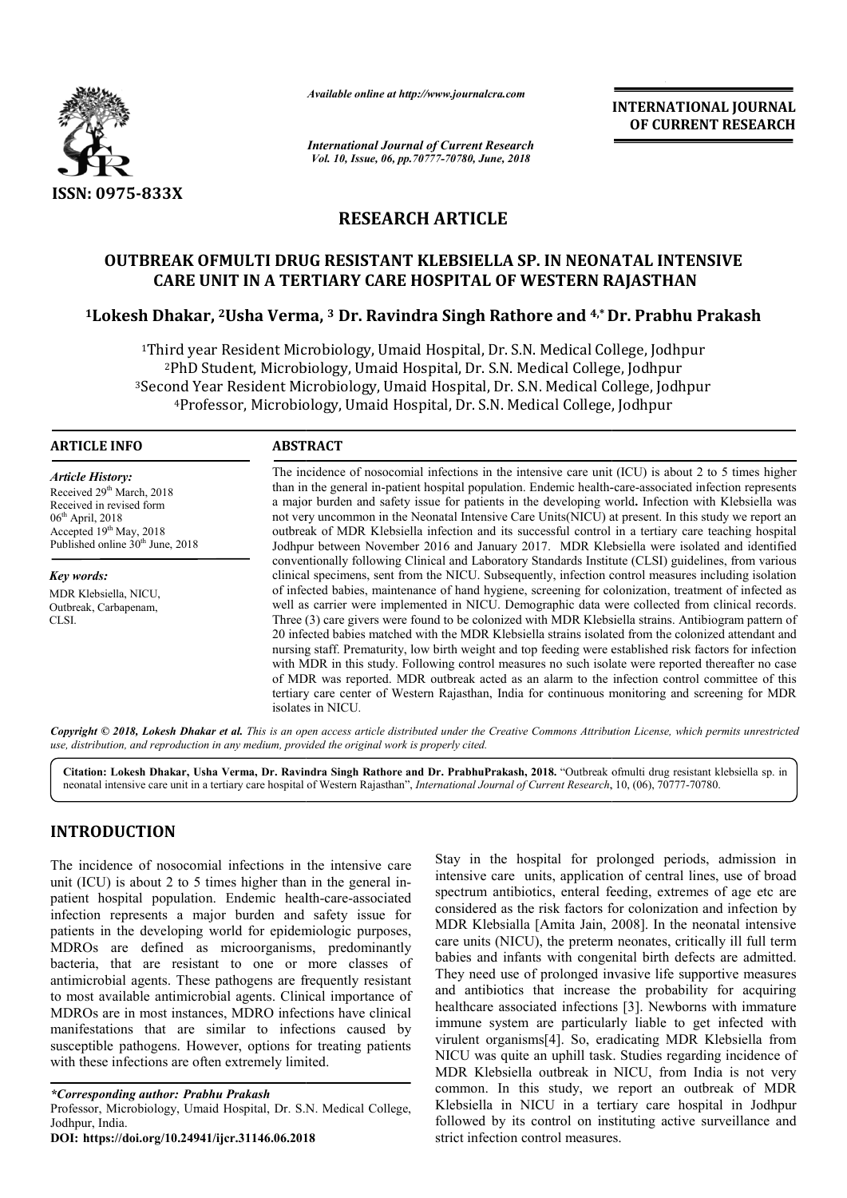ISSN: 0975-833X

*Available online at http://www.journalcra.com*

*International Journal of Current Research*
*Vol. 10, Issue, 06, pp.70777-70780, June, 2018*

**INTERNATIONAL JOURNAL OF CURRENT RESEARCH**

## RESEARCH ARTICLE

# OUTBREAK OFMULTI DRUG RESISTANT KLEBSIELLA SP. IN NEONATAL INTENSIVE CARE UNIT IN A TERTIARY CARE HOSPITAL OF WESTERN RAJASTHAN

**[1]Lokesh Dhakar, [2]Usha Verma, [3] Dr. Ravindra Singh Rathore and [4,*] Dr. Prabhu Prakash**

[1]Third year Resident Microbiology, Umaid Hospital, Dr. S.N. Medical College, Jodhpur
[2]PhD Student, Microbiology, Umaid Hospital, Dr. S.N. Medical College, Jodhpur
[3]Second Year Resident Microbiology, Umaid Hospital, Dr. S.N. Medical College, Jodhpur
[4]Professor, Microbiology, Umaid Hospital, Dr. S.N. Medical College, Jodhpur

### ARTICLE INFO

*Article History:*
Received 29th March, 2018
Received in revised form
06th April, 2018
Accepted 19th May, 2018
Published online 30th June, 2018

*Key words:*
MDR Klebsiella, NICU,
Outbreak, Carbapenam,
CLSI.

### ABSTRACT

The incidence of nosocomial infections in the intensive care unit (ICU) is about 2 to 5 times higher than in the general in-patient hospital population. Endemic health-care-associated infection represents a major burden and safety issue for patients in the developing world**.** Infection with Klebsiella was not very uncommon in the Neonatal Intensive Care Units(NICU) at present. In this study we report an outbreak of MDR Klebsiella infection and its successful control in a tertiary care teaching hospital Jodhpur between November 2016 and January 2017. MDR Klebsiella were isolated and identified conventionally following Clinical and Laboratory Standards Institute (CLSI) guidelines, from various clinical specimens, sent from the NICU. Subsequently, infection control measures including isolation of infected babies, maintenance of hand hygiene, screening for colonization, treatment of infected as well as carrier were implemented in NICU. Demographic data were collected from clinical records. Three (3) care givers were found to be colonized with MDR Klebsiella strains. Antibiogram pattern of 20 infected babies matched with the MDR Klebsiella strains isolated from the colonized attendant and nursing staff. Prematurity, low birth weight and top feeding were established risk factors for infection with MDR in this study. Following control measures no such isolate were reported thereafter no case of MDR was reported. MDR outbreak acted as an alarm to the infection control committee of this tertiary care center of Western Rajasthan, India for continuous monitoring and screening for MDR isolates in NICU.

***Copyright © 2018, Lokesh Dhakar et al.*** *This is an open access article distributed under the Creative Commons Attribution License, which permits unrestricted use, distribution, and reproduction in any medium, provided the original work is properly cited.*

**Citation: Lokesh Dhakar, Usha Verma, Dr. Ravindra Singh Rathore and Dr. PrabhuPrakash, 2018.** "Outbreak ofmulti drug resistant klebsiella sp. in neonatal intensive care unit in a tertiary care hospital of Western Rajasthan", *International Journal of Current Research*, 10, (06), 70777-70780.

## INTRODUCTION

The incidence of nosocomial infections in the intensive care unit (ICU) is about 2 to 5 times higher than in the general in-patient hospital population. Endemic health-care-associated infection represents a major burden and safety issue for patients in the developing world for epidemiologic purposes, MDROs are defined as microorganisms, predominantly bacteria, that are resistant to one or more classes of antimicrobial agents. These pathogens are frequently resistant to most available antimicrobial agents. Clinical importance of MDROs are in most instances, MDRO infections have clinical manifestations that are similar to infections caused by susceptible pathogens. However, options for treating patients with these infections are often extremely limited.

Stay in the hospital for prolonged periods, admission in intensive care units, application of central lines, use of broad spectrum antibiotics, enteral feeding, extremes of age etc are considered as the risk factors for colonization and infection by MDR Klebsialla [Amita Jain, 2008]. In the neonatal intensive care units (NICU), the preterm neonates, critically ill full term babies and infants with congenital birth defects are admitted. They need use of prolonged invasive life supportive measures and antibiotics that increase the probability for acquiring healthcare associated infections [3]. Newborns with immature immune system are particularly liable to get infected with virulent organisms[4]. So, eradicating MDR Klebsiella from NICU was quite an uphill task. Studies regarding incidence of MDR Klebsiella outbreak in NICU, from India is not very common. In this study, we report an outbreak of MDR Klebsiella in NICU in a tertiary care hospital in Jodhpur followed by its control on instituting active surveillance and strict infection control measures.

*\*Corresponding author: Prabhu Prakash*
Professor, Microbiology, Umaid Hospital, Dr. S.N. Medical College, Jodhpur, India.
**DOI: https://doi.org/10.24941/ijcr.31146.06.2018**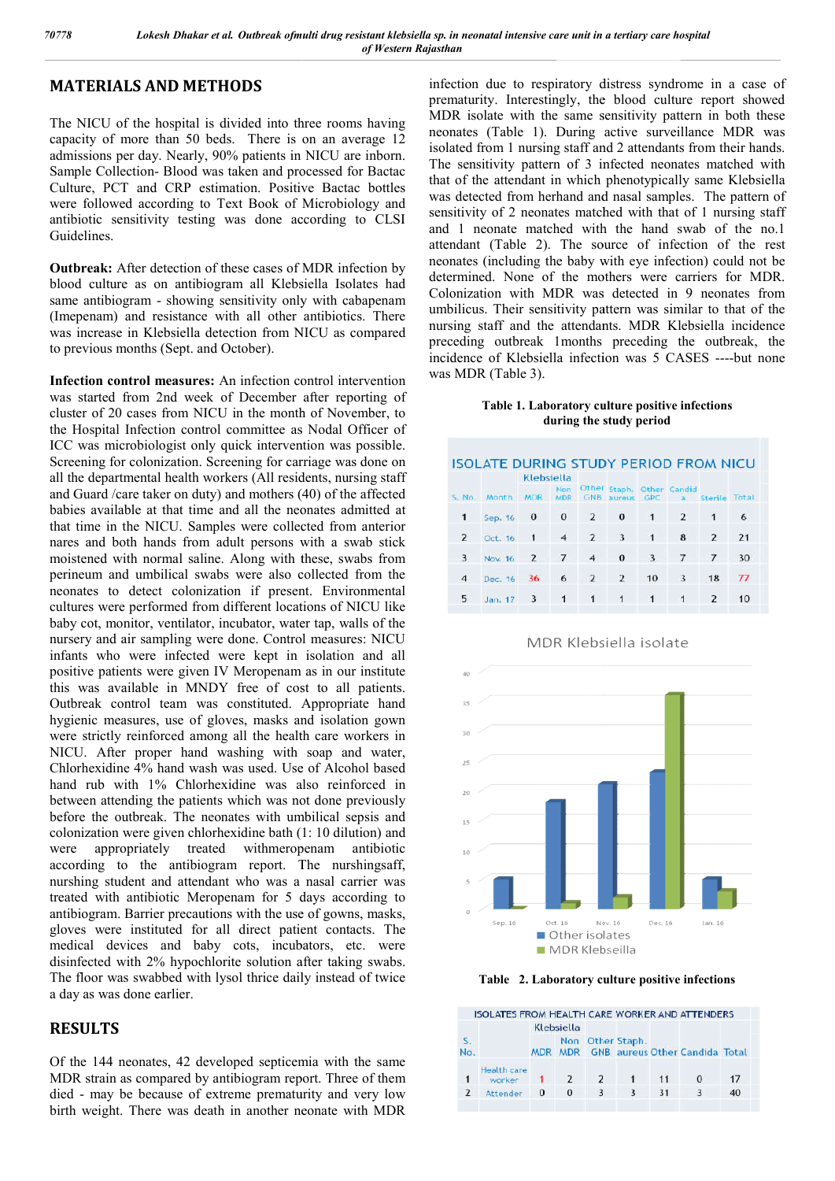## MATERIALS AND METHODS

The NICU of the hospital is divided into three rooms having capacity of more than 50 beds. There is on an average 12 admissions per day. Nearly, 90% patients in NICU are inborn. Sample Collection- Blood was taken and processed for Bactac Culture, PCT and CRP estimation. Positive Bactac bottles were followed according to Text Book of Microbiology and antibiotic sensitivity testing was done according to CLSI Guidelines.

**Outbreak:** After detection of these cases of MDR infection by blood culture as on antibiogram all Klebsiella Isolates had same antibiogram - showing sensitivity only with cabapenam (Imepenam) and resistance with all other antibiotics. There was increase in Klebsiella detection from NICU as compared to previous months (Sept. and October).

**Infection control measures:** An infection control intervention was started from 2nd week of December after reporting of cluster of 20 cases from NICU in the month of November, to the Hospital Infection control committee as Nodal Officer of ICC was microbiologist only quick intervention was possible. Screening for colonization. Screening for carriage was done on all the departmental health workers (All residents, nursing staff and Guard /care taker on duty) and mothers (40) of the affected babies available at that time and all the neonates admitted at that time in the NICU. Samples were collected from anterior nares and both hands from adult persons with a swab stick moistened with normal saline. Along with these, swabs from perineum and umbilical swabs were also collected from the neonates to detect colonization if present. Environmental cultures were performed from different locations of NICU like baby cot, monitor, ventilator, incubator, water tap, walls of the nursery and air sampling were done. Control measures: NICU infants who were infected were kept in isolation and all positive patients were given IV Meropenam as in our institute this was available in MNDY free of cost to all patients. Outbreak control team was constituted. Appropriate hand hygienic measures, use of gloves, masks and isolation gown were strictly reinforced among all the health care workers in NICU. After proper hand washing with soap and water, Chlorhexidine 4% hand wash was used. Use of Alcohol based hand rub with 1% Chlorhexidine was also reinforced in between attending the patients which was not done previously before the outbreak. The neonates with umbilical sepsis and colonization were given chlorhexidine bath (1: 10 dilution) and were appropriately treated withmeropenam antibiotic according to the antibiogram report. The nurshingsaff, nurshing student and attendant who was a nasal carrier was treated with antibiotic Meropenam for 5 days according to antibiogram. Barrier precautions with the use of gowns, masks, gloves were instituted for all direct patient contacts. The medical devices and baby cots, incubators, etc. were disinfected with 2% hypochlorite solution after taking swabs. The floor was swabbed with lysol thrice daily instead of twice a day as was done earlier.

## RESULTS

Of the 144 neonates, 42 developed septicemia with the same MDR strain as compared by antibiogram report. Three of them died - may be because of extreme prematurity and very low birth weight. There was death in another neonate with MDR infection due to respiratory distress syndrome in a case of prematurity. Interestingly, the blood culture report showed MDR isolate with the same sensitivity pattern in both these neonates (Table 1). During active surveillance MDR was isolated from 1 nursing staff and 2 attendants from their hands. The sensitivity pattern of 3 infected neonates matched with that of the attendant in which phenotypically same Klebsiella was detected from herhand and nasal samples. The pattern of sensitivity of 2 neonates matched with that of 1 nursing staff and 1 neonate matched with the hand swab of the no.1 attendant (Table 2). The source of infection of the rest neonates (including the baby with eye infection) could not be determined. None of the mothers were carriers for MDR. Colonization with MDR was detected in 9 neonates from umbilicus. Their sensitivity pattern was similar to that of the nursing staff and the attendants. MDR Klebsiella incidence preceding outbreak 1months preceding the outbreak, the incidence of Klebsiella infection was 5 CASES ----but none was MDR (Table 3).

**Table 1. Laboratory culture positive infections during the study period**

ISOLATE DURING STUDY PERIOD FROM NICU

| S. No. | Month | Klebsiella MDR | Klebsiella Non MDR | Other GNB | Staph. aureus | Other GPC | Candida | Sterile | Total |
|---|---|---|---|---|---|---|---|---|---|
| 1 | Sep. 16 | 0 | 0 | 2 | 0 | 1 | 2 | 1 | 6 |
| 2 | Oct. 16 | 1 | 4 | 2 | 3 | 1 | 8 | 2 | 21 |
| 3 | Nov. 16 | 2 | 7 | 4 | 0 | 3 | 7 | 7 | 30 |
| 4 | Dec. 16 | 36 | 6 | 2 | 2 | 10 | 3 | 18 | 77 |
| 5 | Jan. 17 | 3 | 1 | 1 | 1 | 1 | 1 | 2 | 10 |

MDR Klebsiella isolate

(Chart: Sep. 16, Oct. 16, Nov. 16, Dec. 16, Jan. 16 — Other isolates; MDR Klebseilla)

**Table 2. Laboratory culture positive infections**

ISOLATES FROM HEALTH CARE WORKER AND ATTENDERS

| S. No. | | Klebsiella MDR | Klebsiella Non MDR | Other GNB | Staph. aureus | Other | Candida | Total |
|---|---|---|---|---|---|---|---|---|
| 1 | Health care worker | 1 | 2 | 2 | 1 | 11 | 0 | 17 |
| 2 | Attender | 0 | 0 | 3 | 3 | 31 | 3 | 40 |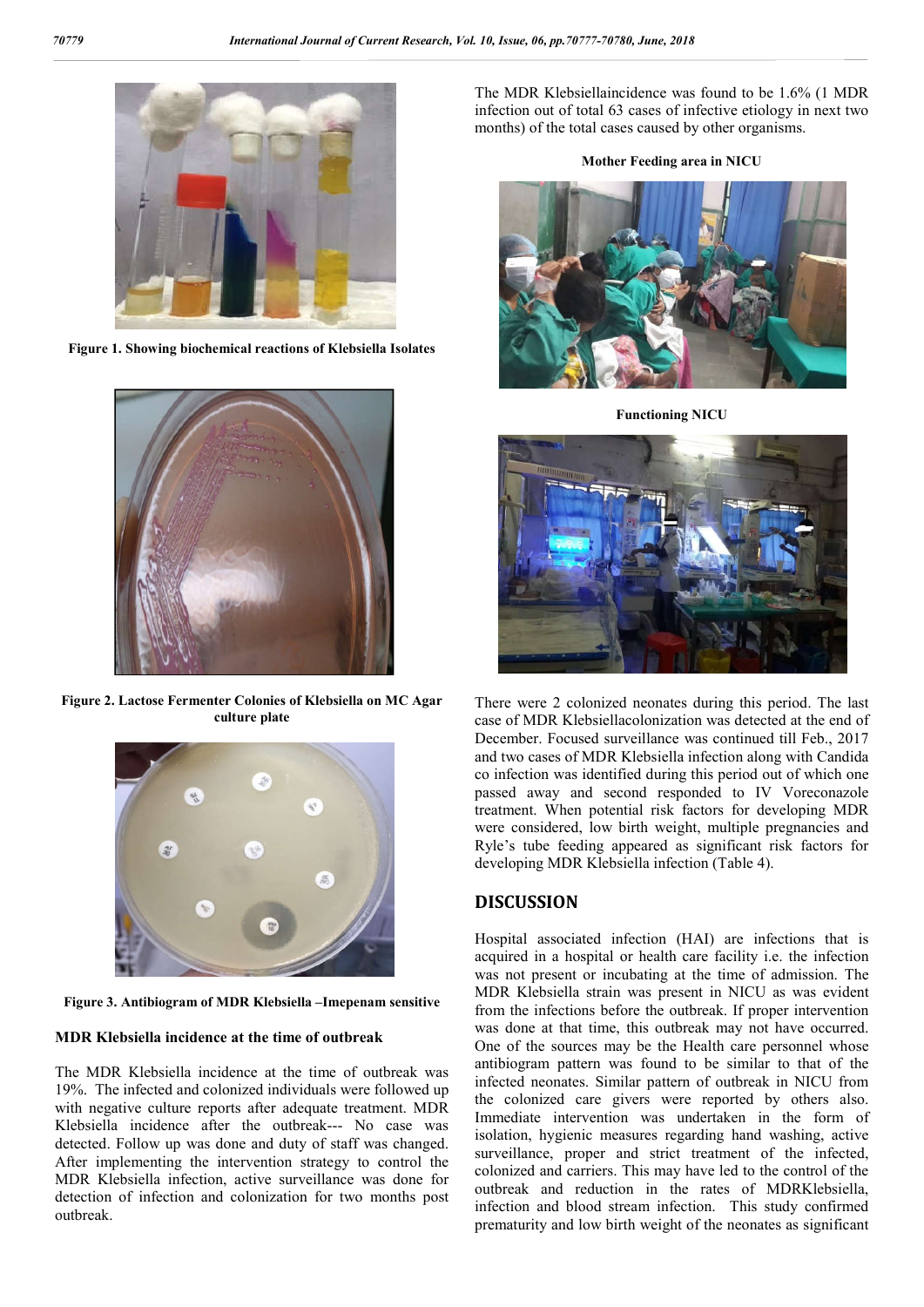Figure 1. Showing biochemical reactions of Klebsiella Isolates

Figure 2. Lactose Fermenter Colonies of Klebsiella on MC Agar culture plate

Figure 3. Antibiogram of MDR Klebsiella –Imepenam sensitive

### MDR Klebsiella incidence at the time of outbreak

The MDR Klebsiella incidence at the time of outbreak was 19%. The infected and colonized individuals were followed up with negative culture reports after adequate treatment. MDR Klebsiella incidence after the outbreak--- No case was detected. Follow up was done and duty of staff was changed. After implementing the intervention strategy to control the MDR Klebsiella infection, active surveillance was done for detection of infection and colonization for two months post outbreak.

The MDR Klebsiellaincidence was found to be 1.6% (1 MDR infection out of total 63 cases of infective etiology in next two months) of the total cases caused by other organisms.

**Mother Feeding area in NICU**

**Functioning NICU**

There were 2 colonized neonates during this period. The last case of MDR Klebsiellacolonization was detected at the end of December. Focused surveillance was continued till Feb., 2017 and two cases of MDR Klebsiella infection along with Candida co infection was identified during this period out of which one passed away and second responded to IV Voreconazole treatment. When potential risk factors for developing MDR were considered, low birth weight, multiple pregnancies and Ryle's tube feeding appeared as significant risk factors for developing MDR Klebsiella infection (Table 4).

## DISCUSSION

Hospital associated infection (HAI) are infections that is acquired in a hospital or health care facility i.e. the infection was not present or incubating at the time of admission. The MDR Klebsiella strain was present in NICU as was evident from the infections before the outbreak. If proper intervention was done at that time, this outbreak may not have occurred. One of the sources may be the Health care personnel whose antibiogram pattern was found to be similar to that of the infected neonates. Similar pattern of outbreak in NICU from the colonized care givers were reported by others also. Immediate intervention was undertaken in the form of isolation, hygienic measures regarding hand washing, active surveillance, proper and strict treatment of the infected, colonized and carriers. This may have led to the control of the outbreak and reduction in the rates of MDRKlebsiella, infection and blood stream infection. This study confirmed prematurity and low birth weight of the neonates as significant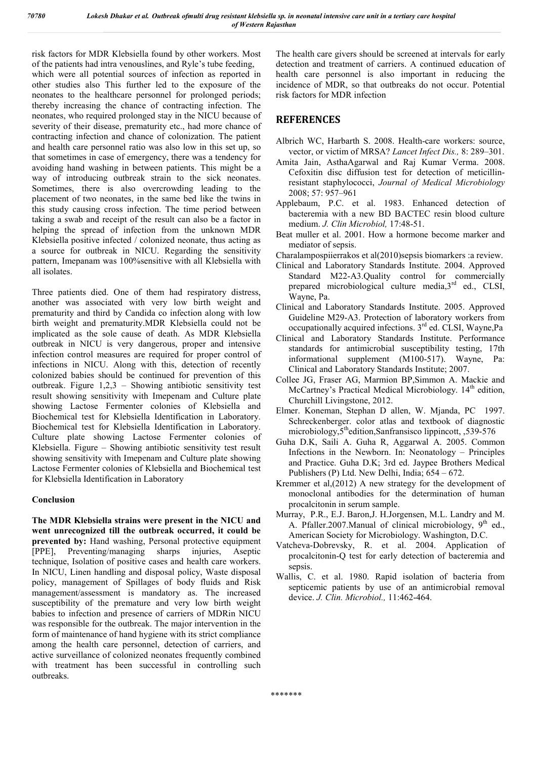risk factors for MDR Klebsiella found by other workers. Most of the patients had intra venouslines, and Ryle's tube feeding, which were all potential sources of infection as reported in other studies also This further led to the exposure of the neonates to the healthcare personnel for prolonged periods; thereby increasing the chance of contracting infection. The neonates, who required prolonged stay in the NICU because of severity of their disease, prematurity etc., had more chance of contracting infection and chance of colonization. The patient and health care personnel ratio was also low in this set up, so that sometimes in case of emergency, there was a tendency for avoiding hand washing in between patients. This might be a way of introducing outbreak strain to the sick neonates. Sometimes, there is also overcrowding leading to the placement of two neonates, in the same bed like the twins in this study causing cross infection. The time period between taking a swab and receipt of the result can also be a factor in helping the spread of infection from the unknown MDR Klebsiella positive infected / colonized neonate, thus acting as a source for outbreak in NICU. Regarding the sensitivity pattern, Imepanam was 100%sensitive with all Klebsiella with all isolates.

Three patients died. One of them had respiratory distress, another was associated with very low birth weight and prematurity and third by Candida co infection along with low birth weight and prematurity.MDR Klebsiella could not be implicated as the sole cause of death. As MDR Klebsiella outbreak in NICU is very dangerous, proper and intensive infection control measures are required for proper control of infections in NICU. Along with this, detection of recently colonized babies should be continued for prevention of this outbreak. Figure 1,2,3 – Showing antibiotic sensitivity test result showing sensitivity with Imepenam and Culture plate showing Lactose Fermenter colonies of Klebsiella and Biochemical test for Klebsiella Identification in Laboratory. Biochemical test for Klebsiella Identification in Laboratory. Culture plate showing Lactose Fermenter colonies of Klebsiella. Figure – Showing antibiotic sensitivity test result showing sensitivity with Imepenam and Culture plate showing Lactose Fermenter colonies of Klebsiella and Biochemical test for Klebsiella Identification in Laboratory

### Conclusion

**The MDR Klebsiella strains were present in the NICU and went unrecognized till the outbreak occurred, it could be prevented by:** Hand washing, Personal protective equipment [PPE], Preventing/managing sharps injuries, Aseptic technique, Isolation of positive cases and health care workers. In NICU, Linen handling and disposal policy, Waste disposal policy, management of Spillages of body fluids and Risk management/assessment is mandatory as. The increased susceptibility of the premature and very low birth weight babies to infection and presence of carriers of MDRin NICU was responsible for the outbreak. The major intervention in the form of maintenance of hand hygiene with its strict compliance among the health care personnel, detection of carriers, and active surveillance of colonized neonates frequently combined with treatment has been successful in controlling such outbreaks.

The health care givers should be screened at intervals for early detection and treatment of carriers. A continued education of health care personnel is also important in reducing the incidence of MDR, so that outbreaks do not occur. Potential risk factors for MDR infection

## REFERENCES

Albrich WC, Harbarth S. 2008. Health-care workers: source, vector, or victim of MRSA? *Lancet Infect Dis.,* 8: 289–301.

Amita Jain, AsthaAgarwal and Raj Kumar Verma. 2008. Cefoxitin disc diffusion test for detection of meticillin-resistant staphylococci, *Journal of Medical Microbiology* 2008; 57: 957–961

Applebaum, P.C. et al. 1983. Enhanced detection of bacteremia with a new BD BACTEC resin blood culture medium. *J. Clin Microbiol,* 17:48-51.

Beat muller et al. 2001. How a hormone become marker and mediator of sepsis.

Charalampospiierrakos et al(2010)sepsis biomarkers :a review.

Clinical and Laboratory Standards Institute. 2004. Approved Standard M22-A3.Quality control for commercially prepared microbiological culture media,3rd ed., CLSI, Wayne, Pa.

Clinical and Laboratory Standards Institute. 2005. Approved Guideline M29-A3. Protection of laboratory workers from occupationally acquired infections. 3rd ed. CLSI, Wayne,Pa

Clinical and Laboratory Standards Institute. Performance standards for antimicrobial susceptibility testing, 17th informational supplement (M100-517). Wayne, Pa: Clinical and Laboratory Standards Institute; 2007.

Collee JG, Fraser AG, Marmion BP,Simmon A. Mackie and McCartney's Practical Medical Microbiology. 14th edition, Churchill Livingstone, 2012.

Elmer. Koneman, Stephan D allen, W. Mjanda, PC 1997. Schreckenberger. color atlas and textbook of diagnostic microbiology,5thedition,Sanfransisco lippincott, ,539-576

Guha D.K, Saili A. Guha R, Aggarwal A. 2005. Common Infections in the Newborn. In: Neonatology – Principles and Practice. Guha D.K; 3rd ed. Jaypee Brothers Medical Publishers (P) Ltd. New Delhi, India; 654 – 672.

Kremmer et al,(2012) A new strategy for the development of monoclonal antibodies for the determination of human procalcitonin in serum sample.

Murray, P.R., E.J. Baron,J. H.Jorgensen, M.L. Landry and M. A. Pfaller.2007.Manual of clinical microbiology, 9th ed., American Society for Microbiology. Washington, D.C.

Vatcheva-Dobrevsky, R. et al. 2004. Application of procalcitonin-Q test for early detection of bacteremia and sepsis.

Wallis, C. et al. 1980. Rapid isolation of bacteria from septicemic patients by use of an antimicrobial removal device. *J. Clin. Microbiol.,* 11:462-464.

*******